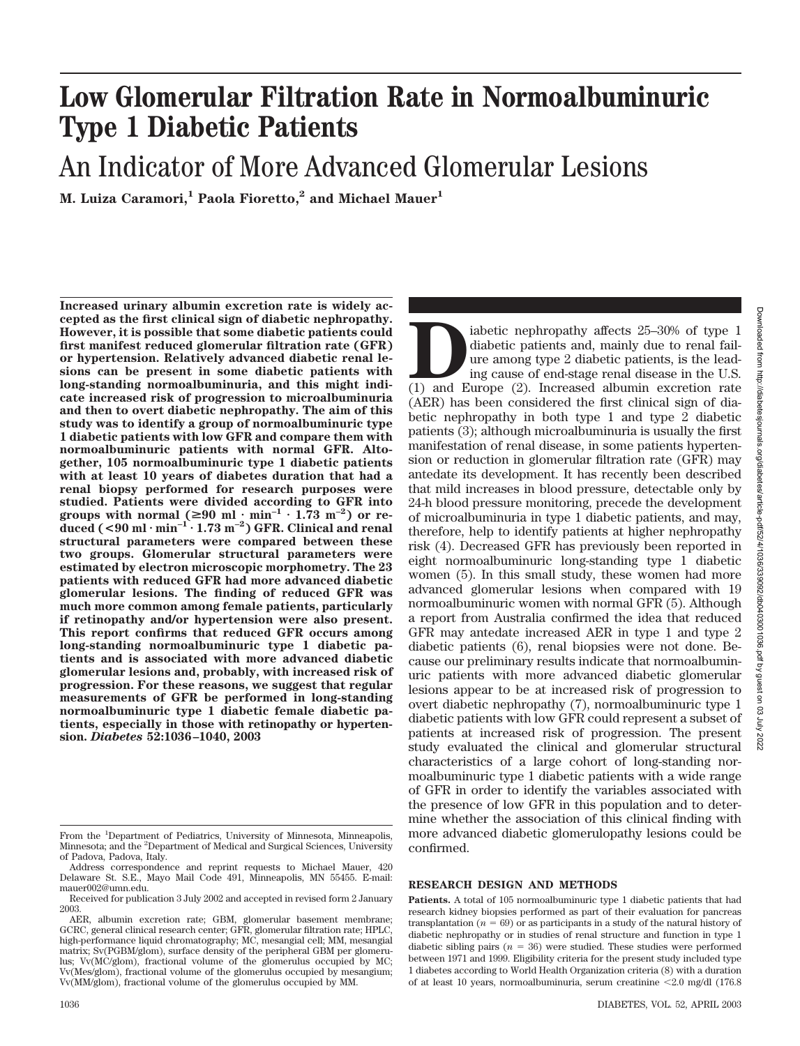# Low Glomerular Filtration Rate in Normoalbuminuric Type 1 Diabetic Patients

## An Indicator of More Advanced Glomerular Lesions

**M. Luiza Caramori,[1] Paola Fioretto,[2] and Michael Mauer[1]**

**Increased urinary albumin excretion rate is widely accepted as the first clinical sign of diabetic nephropathy. However, it is possible that some diabetic patients could first manifest reduced glomerular filtration rate (GFR) or hypertension. Relatively advanced diabetic renal lesions can be present in some diabetic patients with long-standing normoalbuminuria, and this might indicate increased risk of progression to microalbuminuria and then to overt diabetic nephropathy. The aim of this study was to identify a group of normoalbuminuric type 1 diabetic patients with low GFR and compare them with normoalbuminuric patients with normal GFR. Altogether, 105 normoalbuminuric type 1 diabetic patients with at least 10 years of diabetes duration that had a renal biopsy performed for research purposes were studied. Patients were divided according to GFR into groups with normal ($\geq$90 ml $\cdot$ min$^{-1}$ $\cdot$ 1.73 m$^{-2}$) or reduced ($<$90 ml $\cdot$ min$^{-1}$ $\cdot$ 1.73 m$^{-2}$) GFR. Clinical and renal structural parameters were compared between these two groups. Glomerular structural parameters were estimated by electron microscopic morphometry. The 23 patients with reduced GFR had more advanced diabetic glomerular lesions. The finding of reduced GFR was much more common among female patients, particularly if retinopathy and/or hypertension were also present. This report confirms that reduced GFR occurs among long-standing normoalbuminuric type 1 diabetic patients and is associated with more advanced diabetic glomerular lesions and, probably, with increased risk of progression. For these reasons, we suggest that regular measurements of GFR be performed in long-standing normoalbuminuric type 1 diabetic female diabetic patients, especially in those with retinopathy or hypertension.** *Diabetes* **52:1036–1040, 2003**

From the [1]Department of Pediatrics, University of Minnesota, Minneapolis, Minnesota; and the [2]Department of Medical and Surgical Sciences, University of Padova, Padova, Italy.

Address correspondence and reprint requests to Michael Mauer, 420 Delaware St. S.E., Mayo Mail Code 491, Minneapolis, MN 55455. E-mail: mauer002@umn.edu.

Received for publication 3 July 2002 and accepted in revised form 2 January 2003.

AER, albumin excretion rate; GBM, glomerular basement membrane; GCRC, general clinical research center; GFR, glomerular filtration rate; HPLC, high-performance liquid chromatography; MC, mesangial cell; MM, mesangial matrix; Sv(PGBM/glom), surface density of the peripheral GBM per glomerulus; Vv(MC/glom), fractional volume of the glomerulus occupied by MC; Vv(Mes/glom), fractional volume of the glomerulus occupied by mesangium; Vv(MM/glom), fractional volume of the glomerulus occupied by MM.

Diabetic nephropathy affects 25–30% of type 1 diabetic patients and, mainly due to renal failure among type 2 diabetic patients, is the leading cause of end-stage renal disease in the U.S. (1) and Europe (2). Increased albumin excretion rate (AER) has been considered the first clinical sign of diabetic nephropathy in both type 1 and type 2 diabetic patients (3); although microalbuminuria is usually the first manifestation of renal disease, in some patients hypertension or reduction in glomerular filtration rate (GFR) may antedate its development. It has recently been described that mild increases in blood pressure, detectable only by 24-h blood pressure monitoring, precede the development of microalbuminuria in type 1 diabetic patients, and may, therefore, help to identify patients at higher nephropathy risk (4). Decreased GFR has previously been reported in eight normoalbuminuric long-standing type 1 diabetic women (5). In this small study, these women had more advanced glomerular lesions when compared with 19 normoalbuminuric women with normal GFR (5). Although a report from Australia confirmed the idea that reduced GFR may antedate increased AER in type 1 and type 2 diabetic patients (6), renal biopsies were not done. Because our preliminary results indicate that normoalbuminuric patients with more advanced diabetic glomerular lesions appear to be at increased risk of progression to overt diabetic nephropathy (7), normoalbuminuric type 1 diabetic patients with low GFR could represent a subset of patients at increased risk of progression. The present study evaluated the clinical and glomerular structural characteristics of a large cohort of long-standing normoalbuminuric type 1 diabetic patients with a wide range of GFR in order to identify the variables associated with the presence of low GFR in this population and to determine whether the association of this clinical finding with more advanced diabetic glomerulopathy lesions could be confirmed.

## RESEARCH DESIGN AND METHODS

**Patients.** A total of 105 normoalbuminuric type 1 diabetic patients that had research kidney biopsies performed as part of their evaluation for pancreas transplantation ($n$ = 69) or as participants in a study of the natural history of diabetic nephropathy or in studies of renal structure and function in type 1 diabetic sibling pairs ($n$ = 36) were studied. These studies were performed between 1971 and 1999. Eligibility criteria for the present study included type 1 diabetes according to World Health Organization criteria (8) with a duration of at least 10 years, normoalbuminuria, serum creatinine $<$2.0 mg/dl (176.8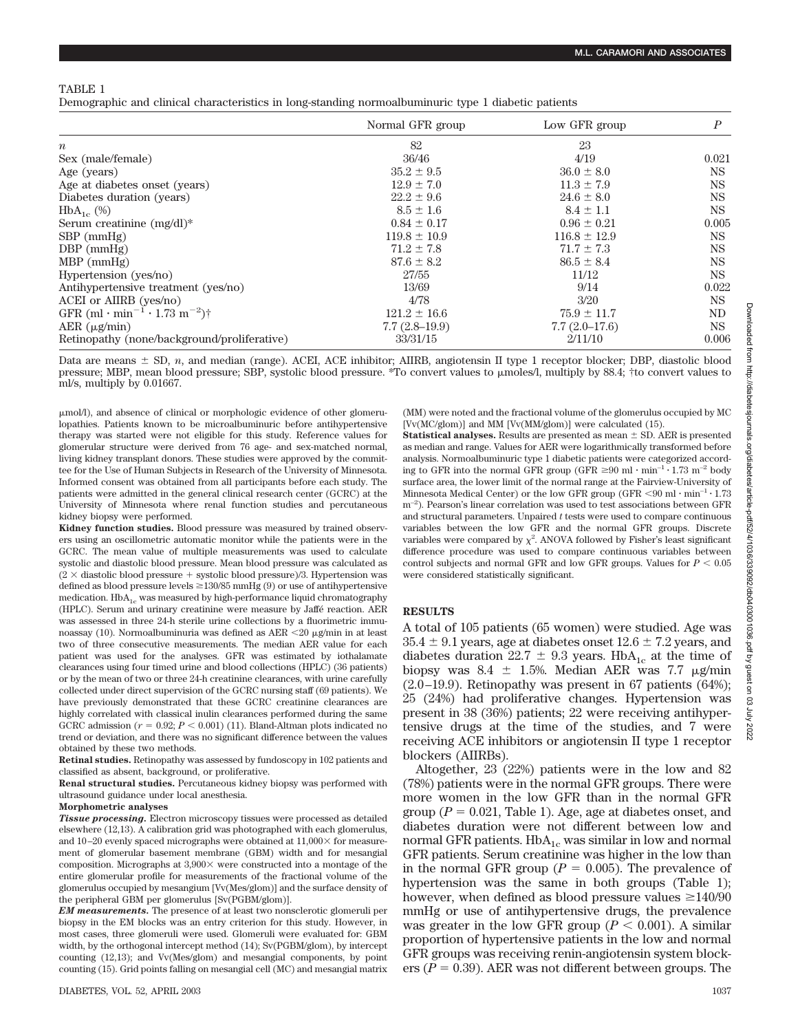TABLE 1

Demographic and clinical characteristics in long-standing normoalbuminuric type 1 diabetic patients

| | Normal GFR group | Low GFR group | $P$ |
|---|---|---|---|
| $n$ | 82 | 23 | |
| Sex (male/female) | 36/46 | 4/19 | 0.021 |
| Age (years) | 35.2 ± 9.5 | 36.0 ± 8.0 | NS |
| Age at diabetes onset (years) | 12.9 ± 7.0 | 11.3 ± 7.9 | NS |
| Diabetes duration (years) | 22.2 ± 9.6 | 24.6 ± 8.0 | NS |
| $HbA_{1c}$ (%) | 8.5 ± 1.6 | 8.4 ± 1.1 | NS |
| Serum creatinine (mg/dl)* | 0.84 ± 0.17 | 0.96 ± 0.21 | 0.005 |
| SBP (mmHg) | 119.8 ± 10.9 | 116.8 ± 12.9 | NS |
| DBP (mmHg) | 71.2 ± 7.8 | 71.7 ± 7.3 | NS |
| MBP (mmHg) | 87.6 ± 8.2 | 86.5 ± 8.4 | NS |
| Hypertension (yes/no) | 27/55 | 11/12 | NS |
| Antihypertensive treatment (yes/no) | 13/69 | 9/14 | 0.022 |
| ACEI or AIIRB (yes/no) | 4/78 | 3/20 | NS |
| GFR ($ml \cdot min^{-1} \cdot 1.73\ m^{-2}$)† | 121.2 ± 16.6 | 75.9 ± 11.7 | ND |
| AER (μg/min) | 7.7 (2.8–19.9) | 7.7 (2.0–17.6) | NS |
| Retinopathy (none/background/proliferative) | 33/31/15 | 2/11/10 | 0.006 |

Data are means ± SD, $n$, and median (range). ACEI, ACE inhibitor; AIIRB, angiotensin II type 1 receptor blocker; DBP, diastolic blood pressure; MBP, mean blood pressure; SBP, systolic blood pressure. *To convert values to μmoles/l, multiply by 88.4; †to convert values to ml/s, multiply by 0.01667.

μmol/l), and absence of clinical or morphologic evidence of other glomerulopathies. Patients known to be microalbuminuric before antihypertensive therapy was started were not eligible for this study. Reference values for glomerular structure were derived from 76 age- and sex-matched normal, living kidney transplant donors. These studies were approved by the committee for the Use of Human Subjects in Research of the University of Minnesota. Informed consent was obtained from all participants before each study. The patients were admitted in the general clinical research center (GCRC) at the University of Minnesota where renal function studies and percutaneous kidney biopsy were performed.

**Kidney function studies.** Blood pressure was measured by trained observers using an oscillometric automatic monitor while the patients were in the GCRC. The mean value of multiple measurements was used to calculate systolic and diastolic blood pressure. Mean blood pressure was calculated as (2 × diastolic blood pressure + systolic blood pressure)/3. Hypertension was defined as blood pressure levels ≥130/85 mmHg (9) or use of antihypertensive medication. $HbA_{1c}$ was measured by high-performance liquid chromatography (HPLC). Serum and urinary creatinine were measure by Jaffé reaction. AER was assessed in three 24-h sterile urine collections by a fluorimetric immunoassay (10). Normoalbuminuria was defined as AER <20 μg/min in at least two of three consecutive measurements. The median AER value for each patient was used for the analyses. GFR was estimated by iothalamate clearances using four timed urine and blood collections (HPLC) (36 patients) or by the mean of two or three 24-h creatinine clearances, with urine carefully collected under direct supervision of the GCRC nursing staff (69 patients). We have previously demonstrated that these GCRC creatinine clearances are highly correlated with classical inulin clearances performed during the same GCRC admission ($r = 0.92$; $P < 0.001$) (11). Bland-Altman plots indicated no trend or deviation, and there was no significant difference between the values obtained by these two methods.

**Retinal studies.** Retinopathy was assessed by fundoscopy in 102 patients and classified as absent, background, or proliferative.

**Renal structural studies.** Percutaneous kidney biopsy was performed with ultrasound guidance under local anesthesia.

**Morphometric analyses**

***Tissue processing.*** Electron microscopy tissues were processed as detailed elsewhere (12,13). A calibration grid was photographed with each glomerulus, and 10–20 evenly spaced micrographs were obtained at 11,000× for measurement of glomerular basement membrane (GBM) width and for mesangial composition. Micrographs at 3,900× were constructed into a montage of the entire glomerular profile for measurements of the fractional volume of the glomerulus occupied by mesangium [Vv(Mes/glom)] and the surface density of the peripheral GBM per glomerulus [Sv(PGBM/glom)].

***EM measurements.*** The presence of at least two nonsclerotic glomeruli per biopsy in the EM blocks was an entry criterion for this study. However, in most cases, three glomeruli were used. Glomeruli were evaluated for: GBM width, by the orthogonal intercept method (14); Sv(PGBM/glom), by intercept counting (12,13); and Vv(Mes/glom) and mesangial components, by point counting (15). Grid points falling on mesangial cell (MC) and mesangial matrix (MM) were noted and the fractional volume of the glomerulus occupied by MC [Vv(MC/glom)] and MM [Vv(MM/glom)] were calculated (15).

**Statistical analyses.** Results are presented as mean ± SD. AER is presented as median and range. Values for AER were logarithmically transformed before analysis. Normoalbuminuric type 1 diabetic patients were categorized according to GFR into the normal GFR group (GFR ≥90 $ml \cdot min^{-1} \cdot 1.73\ m^{-2}$ body surface area, the lower limit of the normal range at the Fairview-University of Minnesota Medical Center) or the low GFR group (GFR <90 $ml \cdot min^{-1} \cdot 1.73\ m^{-2}$). Pearson's linear correlation was used to test associations between GFR and structural parameters. Unpaired $t$ tests were used to compare continuous variables between the low GFR and the normal GFR groups. Discrete variables were compared by $\chi^2$. ANOVA followed by Fisher's least significant difference procedure was used to compare continuous variables between control subjects and normal GFR and low GFR groups. Values for $P < 0.05$ were considered statistically significant.

## RESULTS

A total of 105 patients (65 women) were studied. Age was 35.4 ± 9.1 years, age at diabetes onset 12.6 ± 7.2 years, and diabetes duration 22.7 ± 9.3 years. $HbA_{1c}$ at the time of biopsy was 8.4 ± 1.5%. Median AER was 7.7 μg/min (2.0–19.9). Retinopathy was present in 67 patients (64%); 25 (24%) had proliferative changes. Hypertension was present in 38 (36%) patients; 22 were receiving antihypertensive drugs at the time of the studies, and 7 were receiving ACE inhibitors or angiotensin II type 1 receptor blockers (AIIRBs).

Altogether, 23 (22%) patients were in the low and 82 (78%) patients were in the normal GFR groups. There were more women in the low GFR than in the normal GFR group ($P = 0.021$, Table 1). Age, age at diabetes onset, and diabetes duration were not different between low and normal GFR patients. $HbA_{1c}$ was similar in low and normal GFR patients. Serum creatinine was higher in the low than in the normal GFR group ($P = 0.005$). The prevalence of hypertension was the same in both groups (Table 1); however, when defined as blood pressure values ≥140/90 mmHg or use of antihypertensive drugs, the prevalence was greater in the low GFR group ($P < 0.001$). A similar proportion of hypertensive patients in the low and normal GFR groups was receiving renin-angiotensin system blockers ($P = 0.39$). AER was not different between groups. The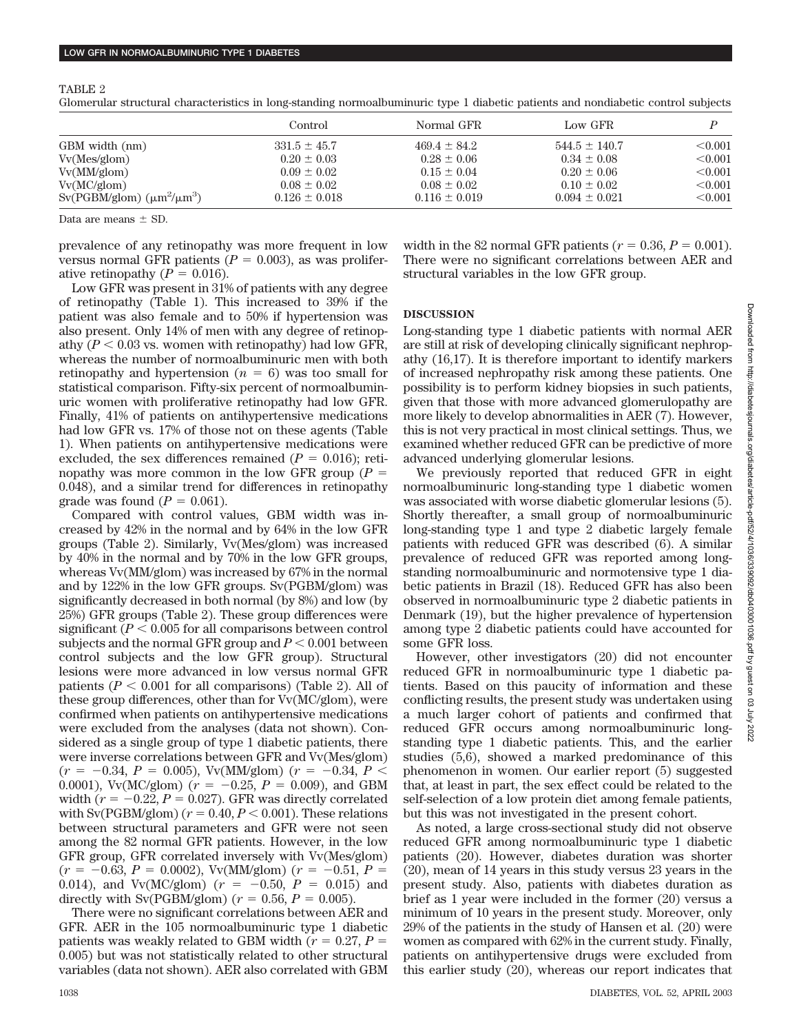TABLE 2

Glomerular structural characteristics in long-standing normoalbuminuric type 1 diabetic patients and nondiabetic control subjects

| | Control | Normal GFR | Low GFR | $P$ |
|---|---|---|---|---|
| GBM width (nm) | 331.5 ± 45.7 | 469.4 ± 84.2 | 544.5 ± 140.7 | <0.001 |
| Vv(Mes/glom) | 0.20 ± 0.03 | 0.28 ± 0.06 | 0.34 ± 0.08 | <0.001 |
| Vv(MM/glom) | 0.09 ± 0.02 | 0.15 ± 0.04 | 0.20 ± 0.06 | <0.001 |
| Vv(MC/glom) | 0.08 ± 0.02 | 0.08 ± 0.02 | 0.10 ± 0.02 | <0.001 |
| Sv(PGBM/glom) ($\mu m^2/\mu m^3$) | 0.126 ± 0.018 | 0.116 ± 0.019 | 0.094 ± 0.021 | <0.001 |

Data are means ± SD.

prevalence of any retinopathy was more frequent in low versus normal GFR patients ($P = 0.003$), as was proliferative retinopathy ($P = 0.016$).

Low GFR was present in 31% of patients with any degree of retinopathy (Table 1). This increased to 39% if the patient was also female and to 50% if hypertension was also present. Only 14% of men with any degree of retinopathy ($P < 0.03$ vs. women with retinopathy) had low GFR, whereas the number of normoalbuminuric men with both retinopathy and hypertension ($n = 6$) was too small for statistical comparison. Fifty-six percent of normoalbuminuric women with proliferative retinopathy had low GFR. Finally, 41% of patients on antihypertensive medications had low GFR vs. 17% of those not on these agents (Table 1). When patients on antihypertensive medications were excluded, the sex differences remained ($P = 0.016$); retinopathy was more common in the low GFR group ($P = 0.048$), and a similar trend for differences in retinopathy grade was found ($P = 0.061$).

Compared with control values, GBM width was increased by 42% in the normal and by 64% in the low GFR groups (Table 2). Similarly, Vv(Mes/glom) was increased by 40% in the normal and by 70% in the low GFR groups, whereas Vv(MM/glom) was increased by 67% in the normal and by 122% in the low GFR groups. Sv(PGBM/glom) was significantly decreased in both normal (by 8%) and low (by 25%) GFR groups (Table 2). These group differences were significant ($P < 0.005$ for all comparisons between control subjects and the normal GFR group and $P < 0.001$ between control subjects and the low GFR group). Structural lesions were more advanced in low versus normal GFR patients ($P < 0.001$ for all comparisons) (Table 2). All of these group differences, other than for Vv(MC/glom), were confirmed when patients on antihypertensive medications were excluded from the analyses (data not shown). Considered as a single group of type 1 diabetic patients, there were inverse correlations between GFR and Vv(Mes/glom) ($r = -0.34$, $P = 0.005$), Vv(MM/glom) ($r = -0.34$, $P < 0.0001$), Vv(MC/glom) ($r = -0.25$, $P = 0.009$), and GBM width ($r = -0.22$, $P = 0.027$). GFR was directly correlated with Sv(PGBM/glom) ($r = 0.40$, $P < 0.001$). These relations between structural parameters and GFR were not seen among the 82 normal GFR patients. However, in the low GFR group, GFR correlated inversely with Vv(Mes/glom) ($r = -0.63$, $P = 0.0002$), Vv(MM/glom) ($r = -0.51$, $P = 0.014$), and Vv(MC/glom) ($r = -0.50$, $P = 0.015$) and directly with Sv(PGBM/glom) ($r = 0.56$, $P = 0.005$).

There were no significant correlations between AER and GFR. AER in the 105 normoalbuminuric type 1 diabetic patients was weakly related to GBM width ($r = 0.27$, $P = 0.005$) but was not statistically related to other structural variables (data not shown). AER also correlated with GBM width in the 82 normal GFR patients ($r = 0.36$, $P = 0.001$). There were no significant correlations between AER and structural variables in the low GFR group.

## DISCUSSION

Long-standing type 1 diabetic patients with normal AER are still at risk of developing clinically significant nephropathy (16,17). It is therefore important to identify markers of increased nephropathy risk among these patients. One possibility is to perform kidney biopsies in such patients, given that those with more advanced glomerulopathy are more likely to develop abnormalities in AER (7). However, this is not very practical in most clinical settings. Thus, we examined whether reduced GFR can be predictive of more advanced underlying glomerular lesions.

We previously reported that reduced GFR in eight normoalbuminuric long-standing type 1 diabetic women was associated with worse diabetic glomerular lesions (5). Shortly thereafter, a small group of normoalbuminuric long-standing type 1 and type 2 diabetic largely female patients with reduced GFR was described (6). A similar prevalence of reduced GFR was reported among long-standing normoalbuminuric and normotensive type 1 diabetic patients in Brazil (18). Reduced GFR has also been observed in normoalbuminuric type 2 diabetic patients in Denmark (19), but the higher prevalence of hypertension among type 2 diabetic patients could have accounted for some GFR loss.

However, other investigators (20) did not encounter reduced GFR in normoalbuminuric type 1 diabetic patients. Based on this paucity of information and these conflicting results, the present study was undertaken using a much larger cohort of patients and confirmed that reduced GFR occurs among normoalbuminuric long-standing type 1 diabetic patients. This, and the earlier studies (5,6), showed a marked predominance of this phenomenon in women. Our earlier report (5) suggested that, at least in part, the sex effect could be related to the self-selection of a low protein diet among female patients, but this was not investigated in the present cohort.

As noted, a large cross-sectional study did not observe reduced GFR among normoalbuminuric type 1 diabetic patients (20). However, diabetes duration was shorter (20), mean of 14 years in this study versus 23 years in the present study. Also, patients with diabetes duration as brief as 1 year were included in the former (20) versus a minimum of 10 years in the present study. Moreover, only 29% of the patients in the study of Hansen et al. (20) were women as compared with 62% in the current study. Finally, patients on antihypertensive drugs were excluded from this earlier study (20), whereas our report indicates that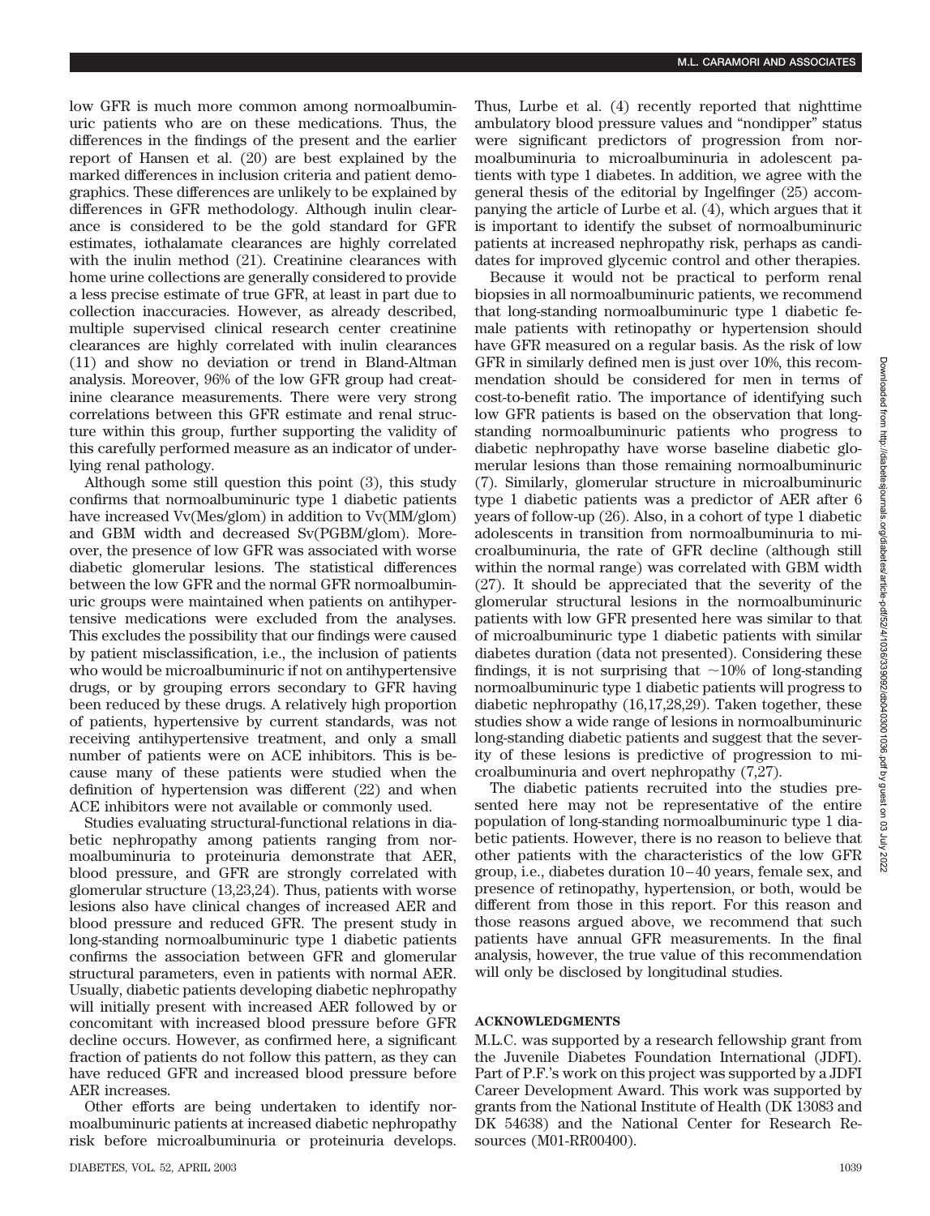low GFR is much more common among normoalbuminuric patients who are on these medications. Thus, the differences in the findings of the present and the earlier report of Hansen et al. (20) are best explained by the marked differences in inclusion criteria and patient demographics. These differences are unlikely to be explained by differences in GFR methodology. Although inulin clearance is considered to be the gold standard for GFR estimates, iothalamate clearances are highly correlated with the inulin method (21). Creatinine clearances with home urine collections are generally considered to provide a less precise estimate of true GFR, at least in part due to collection inaccuracies. However, as already described, multiple supervised clinical research center creatinine clearances are highly correlated with inulin clearances (11) and show no deviation or trend in Bland-Altman analysis. Moreover, 96% of the low GFR group had creatinine clearance measurements. There were very strong correlations between this GFR estimate and renal structure within this group, further supporting the validity of this carefully performed measure as an indicator of underlying renal pathology.

Although some still question this point (3), this study confirms that normoalbuminuric type 1 diabetic patients have increased Vv(Mes/glom) in addition to Vv(MM/glom) and GBM width and decreased Sv(PGBM/glom). Moreover, the presence of low GFR was associated with worse diabetic glomerular lesions. The statistical differences between the low GFR and the normal GFR normoalbuminuric groups were maintained when patients on antihypertensive medications were excluded from the analyses. This excludes the possibility that our findings were caused by patient misclassification, i.e., the inclusion of patients who would be microalbuminuric if not on antihypertensive drugs, or by grouping errors secondary to GFR having been reduced by these drugs. A relatively high proportion of patients, hypertensive by current standards, was not receiving antihypertensive treatment, and only a small number of patients were on ACE inhibitors. This is because many of these patients were studied when the definition of hypertension was different (22) and when ACE inhibitors were not available or commonly used.

Studies evaluating structural-functional relations in diabetic nephropathy among patients ranging from normoalbuminuria to proteinuria demonstrate that AER, blood pressure, and GFR are strongly correlated with glomerular structure (13,23,24). Thus, patients with worse lesions also have clinical changes of increased AER and blood pressure and reduced GFR. The present study in long-standing normoalbuminuric type 1 diabetic patients confirms the association between GFR and glomerular structural parameters, even in patients with normal AER. Usually, diabetic patients developing diabetic nephropathy will initially present with increased AER followed by or concomitant with increased blood pressure before GFR decline occurs. However, as confirmed here, a significant fraction of patients do not follow this pattern, as they can have reduced GFR and increased blood pressure before AER increases.

Other efforts are being undertaken to identify normoalbuminuric patients at increased diabetic nephropathy risk before microalbuminuria or proteinuria develops. Thus, Lurbe et al. (4) recently reported that nighttime ambulatory blood pressure values and "nondipper" status were significant predictors of progression from normoalbuminuria to microalbuminuria in adolescent patients with type 1 diabetes. In addition, we agree with the general thesis of the editorial by Ingelfinger (25) accompanying the article of Lurbe et al. (4), which argues that it is important to identify the subset of normoalbuminuric patients at increased nephropathy risk, perhaps as candidates for improved glycemic control and other therapies.

Because it would not be practical to perform renal biopsies in all normoalbuminuric patients, we recommend that long-standing normoalbuminuric type 1 diabetic female patients with retinopathy or hypertension should have GFR measured on a regular basis. As the risk of low GFR in similarly defined men is just over 10%, this recommendation should be considered for men in terms of cost-to-benefit ratio. The importance of identifying such low GFR patients is based on the observation that long-standing normoalbuminuric patients who progress to diabetic nephropathy have worse baseline diabetic glomerular lesions than those remaining normoalbuminuric (7). Similarly, glomerular structure in microalbuminuric type 1 diabetic patients was a predictor of AER after 6 years of follow-up (26). Also, in a cohort of type 1 diabetic adolescents in transition from normoalbuminuria to microalbuminuria, the rate of GFR decline (although still within the normal range) was correlated with GBM width (27). It should be appreciated that the severity of the glomerular structural lesions in the normoalbuminuric patients with low GFR presented here was similar to that of microalbuminuric type 1 diabetic patients with similar diabetes duration (data not presented). Considering these findings, it is not surprising that ~10% of long-standing normoalbuminuric type 1 diabetic patients will progress to diabetic nephropathy (16,17,28,29). Taken together, these studies show a wide range of lesions in normoalbuminuric long-standing diabetic patients and suggest that the severity of these lesions is predictive of progression to microalbuminuria and overt nephropathy (7,27).

The diabetic patients recruited into the studies presented here may not be representative of the entire population of long-standing normoalbuminuric type 1 diabetic patients. However, there is no reason to believe that other patients with the characteristics of the low GFR group, i.e., diabetes duration 10–40 years, female sex, and presence of retinopathy, hypertension, or both, would be different from those in this report. For this reason and those reasons argued above, we recommend that such patients have annual GFR measurements. In the final analysis, however, the true value of this recommendation will only be disclosed by longitudinal studies.

## ACKNOWLEDGMENTS

M.L.C. was supported by a research fellowship grant from the Juvenile Diabetes Foundation International (JDFI). Part of P.F.'s work on this project was supported by a JDFI Career Development Award. This work was supported by grants from the National Institute of Health (DK 13083 and DK 54638) and the National Center for Research Resources (M01-RR00400).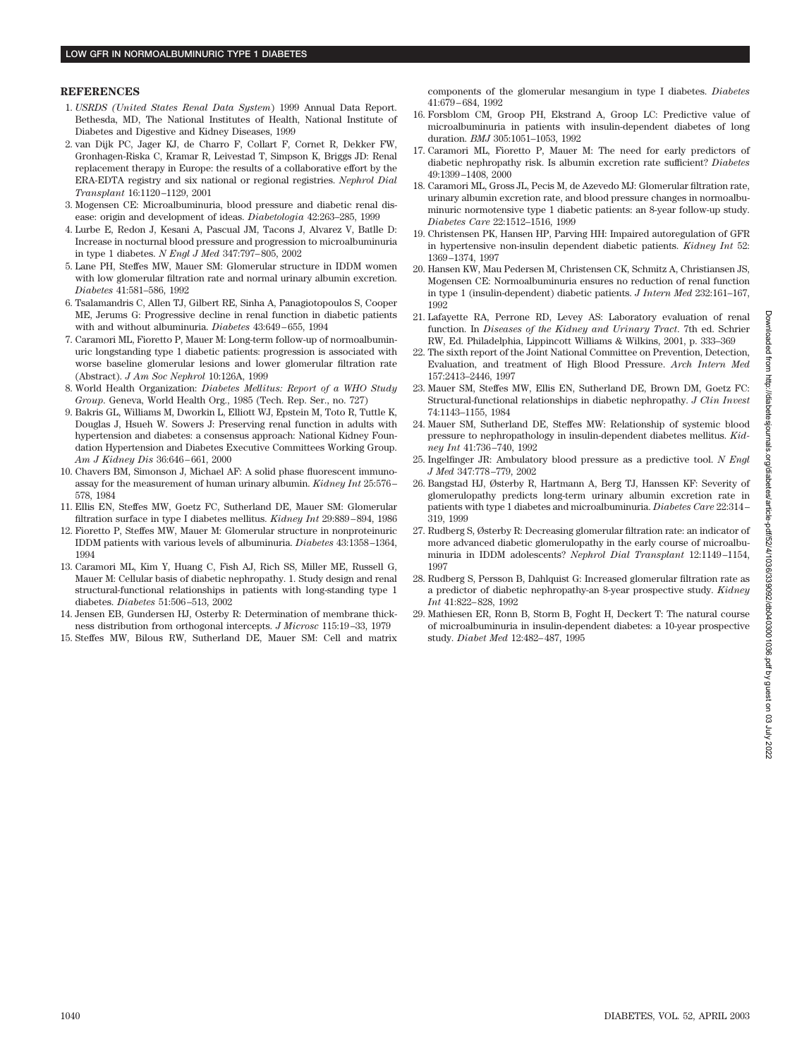## REFERENCES

1. *USRDS (United States Renal Data System)* 1999 Annual Data Report. Bethesda, MD, The National Institutes of Health, National Institute of Diabetes and Digestive and Kidney Diseases, 1999
2. van Dijk PC, Jager KJ, de Charro F, Collart F, Cornet R, Dekker FW, Gronhagen-Riska C, Kramar R, Leivestad T, Simpson K, Briggs JD: Renal replacement therapy in Europe: the results of a collaborative effort by the ERA-EDTA registry and six national or regional registries. *Nephrol Dial Transplant* 16:1120–1129, 2001
3. Mogensen CE: Microalbuminuria, blood pressure and diabetic renal disease: origin and development of ideas. *Diabetologia* 42:263–285, 1999
4. Lurbe E, Redon J, Kesani A, Pascual JM, Tacons J, Alvarez V, Batlle D: Increase in nocturnal blood pressure and progression to microalbuminuria in type 1 diabetes. *N Engl J Med* 347:797–805, 2002
5. Lane PH, Steffes MW, Mauer SM: Glomerular structure in IDDM women with low glomerular filtration rate and normal urinary albumin excretion. *Diabetes* 41:581–586, 1992
6. Tsalamandris C, Allen TJ, Gilbert RE, Sinha A, Panagiotopoulos S, Cooper ME, Jerums G: Progressive decline in renal function in diabetic patients with and without albuminuria. *Diabetes* 43:649–655, 1994
7. Caramori ML, Fioretto P, Mauer M: Long-term follow-up of normoalbuminuric longstanding type 1 diabetic patients: progression is associated with worse baseline glomerular lesions and lower glomerular filtration rate (Abstract). *J Am Soc Nephrol* 10:126A, 1999
8. World Health Organization: *Diabetes Mellitus: Report of a WHO Study Group*. Geneva, World Health Org., 1985 (Tech. Rep. Ser., no. 727)
9. Bakris GL, Williams M, Dworkin L, Elliott WJ, Epstein M, Toto R, Tuttle K, Douglas J, Hsueh W. Sowers J: Preserving renal function in adults with hypertension and diabetes: a consensus approach: National Kidney Foundation Hypertension and Diabetes Executive Committees Working Group. *Am J Kidney Dis* 36:646–661, 2000
10. Chavers BM, Simonson J, Michael AF: A solid phase fluorescent immunoassay for the measurement of human urinary albumin. *Kidney Int* 25:576–578, 1984
11. Ellis EN, Steffes MW, Goetz FC, Sutherland DE, Mauer SM: Glomerular filtration surface in type I diabetes mellitus. *Kidney Int* 29:889–894, 1986
12. Fioretto P, Steffes MW, Mauer M: Glomerular structure in nonproteinuric IDDM patients with various levels of albuminuria. *Diabetes* 43:1358–1364, 1994
13. Caramori ML, Kim Y, Huang C, Fish AJ, Rich SS, Miller ME, Russell G, Mauer M: Cellular basis of diabetic nephropathy. 1. Study design and renal structural-functional relationships in patients with long-standing type 1 diabetes. *Diabetes* 51:506–513, 2002
14. Jensen EB, Gundersen HJ, Osterby R: Determination of membrane thickness distribution from orthogonal intercepts. *J Microsc* 115:19–33, 1979
15. Steffes MW, Bilous RW, Sutherland DE, Mauer SM: Cell and matrix components of the glomerular mesangium in type I diabetes. *Diabetes* 41:679–684, 1992
16. Forsblom CM, Groop PH, Ekstrand A, Groop LC: Predictive value of microalbuminuria in patients with insulin-dependent diabetes of long duration. *BMJ* 305:1051–1053, 1992
17. Caramori ML, Fioretto P, Mauer M: The need for early predictors of diabetic nephropathy risk. Is albumin excretion rate sufficient? *Diabetes* 49:1399–1408, 2000
18. Caramori ML, Gross JL, Pecis M, de Azevedo MJ: Glomerular filtration rate, urinary albumin excretion rate, and blood pressure changes in normoalbuminuric normotensive type 1 diabetic patients: an 8-year follow-up study. *Diabetes Care* 22:1512–1516, 1999
19. Christensen PK, Hansen HP, Parving HH: Impaired autoregulation of GFR in hypertensive non-insulin dependent diabetic patients. *Kidney Int* 52: 1369–1374, 1997
20. Hansen KW, Mau Pedersen M, Christensen CK, Schmitz A, Christiansen JS, Mogensen CE: Normoalbuminuria ensures no reduction of renal function in type 1 (insulin-dependent) diabetic patients. *J Intern Med* 232:161–167, 1992
21. Lafayette RA, Perrone RD, Levey AS: Laboratory evaluation of renal function. In *Diseases of the Kidney and Urinary Tract*. 7th ed. Schrier RW, Ed. Philadelphia, Lippincott Williams & Wilkins, 2001, p. 333–369
22. The sixth report of the Joint National Committee on Prevention, Detection, Evaluation, and treatment of High Blood Pressure. *Arch Intern Med* 157:2413–2446, 1997
23. Mauer SM, Steffes MW, Ellis EN, Sutherland DE, Brown DM, Goetz FC: Structural-functional relationships in diabetic nephropathy. *J Clin Invest* 74:1143–1155, 1984
24. Mauer SM, Sutherland DE, Steffes MW: Relationship of systemic blood pressure to nephropathology in insulin-dependent diabetes mellitus. *Kidney Int* 41:736–740, 1992
25. Ingelfinger JR: Ambulatory blood pressure as a predictive tool. *N Engl J Med* 347:778–779, 2002
26. Bangstad HJ, Østerby R, Hartmann A, Berg TJ, Hanssen KF: Severity of glomerulopathy predicts long-term urinary albumin excretion rate in patients with type 1 diabetes and microalbuminuria. *Diabetes Care* 22:314–319, 1999
27. Rudberg S, Østerby R: Decreasing glomerular filtration rate: an indicator of more advanced diabetic glomerulopathy in the early course of microalbuminuria in IDDM adolescents? *Nephrol Dial Transplant* 12:1149–1154, 1997
28. Rudberg S, Persson B, Dahlquist G: Increased glomerular filtration rate as a predictor of diabetic nephropathy-an 8-year prospective study. *Kidney Int* 41:822–828, 1992
29. Mathiesen ER, Ronn B, Storm B, Foght H, Deckert T: The natural course of microalbuminuria in insulin-dependent diabetes: a 10-year prospective study. *Diabet Med* 12:482–487, 1995